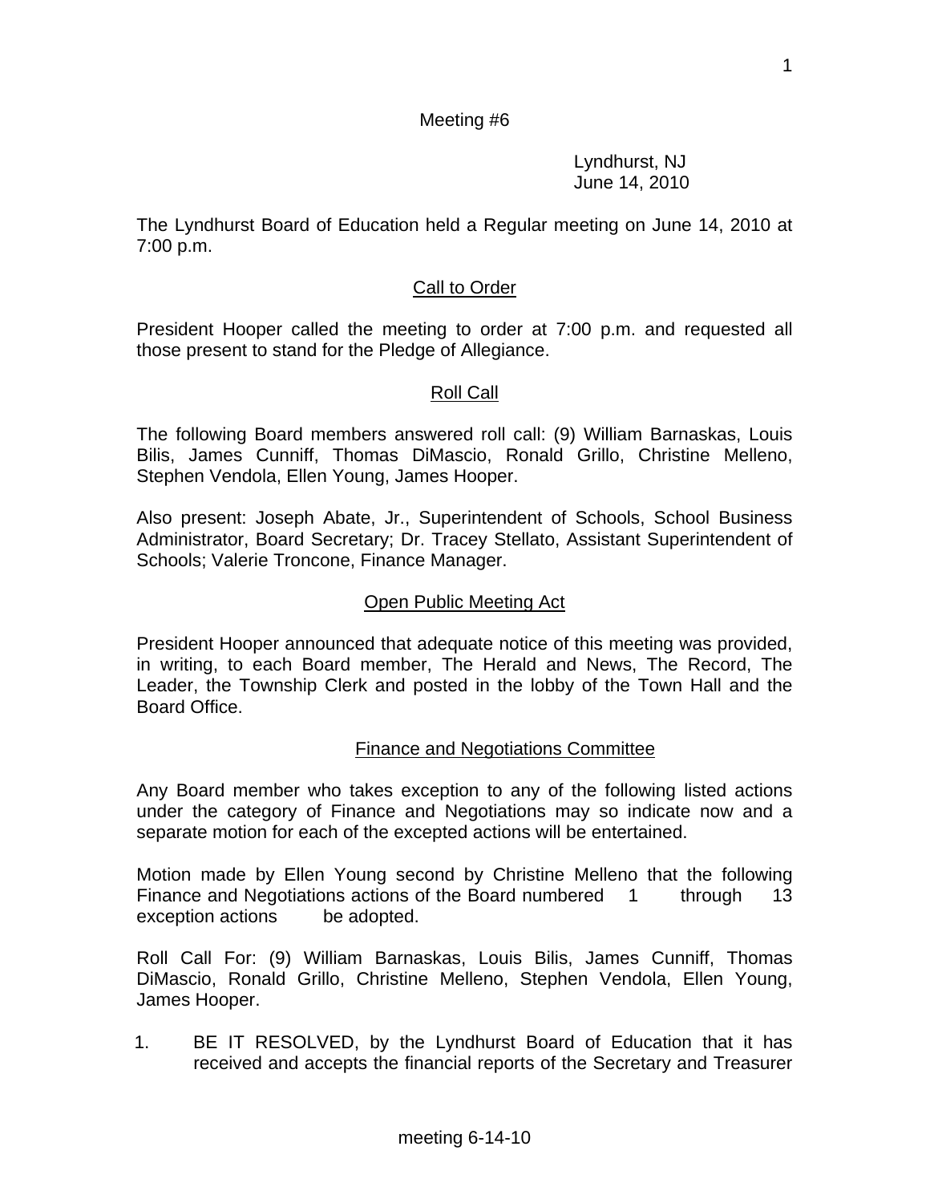Meeting #6

Lyndhurst, NJ
June 14, 2010

The Lyndhurst Board of Education held a Regular meeting on June 14, 2010 at 7:00 p.m.

## Call to Order

President Hooper called the meeting to order at 7:00 p.m. and requested all those present to stand for the Pledge of Allegiance.

## Roll Call

The following Board members answered roll call: (9) William Barnaskas, Louis Bilis, James Cunniff, Thomas DiMascio, Ronald Grillo, Christine Melleno, Stephen Vendola, Ellen Young, James Hooper.

Also present: Joseph Abate, Jr., Superintendent of Schools, School Business Administrator, Board Secretary; Dr. Tracey Stellato, Assistant Superintendent of Schools; Valerie Troncone, Finance Manager.

## Open Public Meeting Act

President Hooper announced that adequate notice of this meeting was provided, in writing, to each Board member, The Herald and News, The Record, The Leader, the Township Clerk and posted in the lobby of the Town Hall and the Board Office.

## Finance and Negotiations Committee

Any Board member who takes exception to any of the following listed actions under the category of Finance and Negotiations may so indicate now and a separate motion for each of the excepted actions will be entertained.

Motion made by Ellen Young second by Christine Melleno that the following Finance and Negotiations actions of the Board numbered 1 through 13 exception actions be adopted.

Roll Call For: (9) William Barnaskas, Louis Bilis, James Cunniff, Thomas DiMascio, Ronald Grillo, Christine Melleno, Stephen Vendola, Ellen Young, James Hooper.

1. BE IT RESOLVED, by the Lyndhurst Board of Education that it has received and accepts the financial reports of the Secretary and Treasurer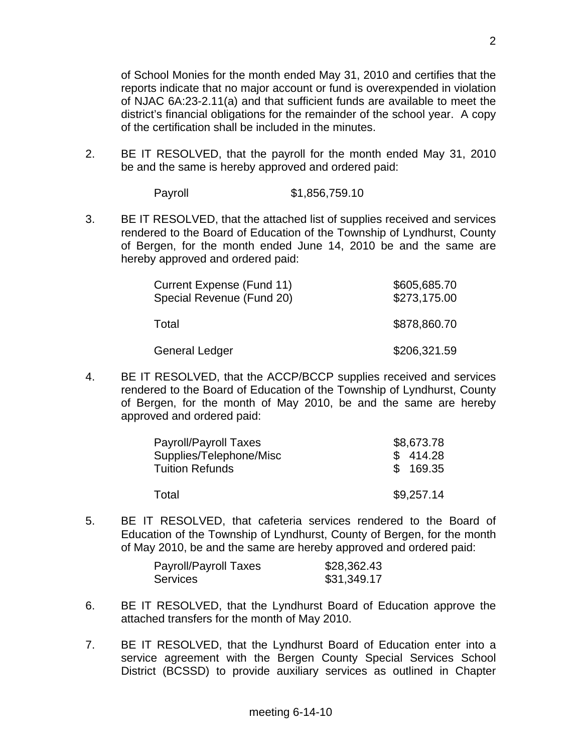of School Monies for the month ended May 31, 2010 and certifies that the reports indicate that no major account or fund is overexpended in violation of NJAC 6A:23-2.11(a) and that sufficient funds are available to meet the district's financial obligations for the remainder of the school year. A copy of the certification shall be included in the minutes.

2. BE IT RESOLVED, that the payroll for the month ended May 31, 2010 be and the same is hereby approved and ordered paid:

| | |
|---|---|
| Payroll | $1,856,759.10 |

3. BE IT RESOLVED, that the attached list of supplies received and services rendered to the Board of Education of the Township of Lyndhurst, County of Bergen, for the month ended June 14, 2010 be and the same are hereby approved and ordered paid:

| | |
|---|---|
| Current Expense (Fund 11) | $605,685.70 |
| Special Revenue (Fund 20) | $273,175.00 |
| Total | $878,860.70 |
| General Ledger | $206,321.59 |

4. BE IT RESOLVED, that the ACCP/BCCP supplies received and services rendered to the Board of Education of the Township of Lyndhurst, County of Bergen, for the month of May 2010, be and the same are hereby approved and ordered paid:

| | |
|---|---|
| Payroll/Payroll Taxes | $8,673.78 |
| Supplies/Telephone/Misc | $ 414.28 |
| Tuition Refunds | $ 169.35 |
| Total | $9,257.14 |

5. BE IT RESOLVED, that cafeteria services rendered to the Board of Education of the Township of Lyndhurst, County of Bergen, for the month of May 2010, be and the same are hereby approved and ordered paid:

| | |
|---|---|
| Payroll/Payroll Taxes | $28,362.43 |
| Services | $31,349.17 |

6. BE IT RESOLVED, that the Lyndhurst Board of Education approve the attached transfers for the month of May 2010.

7. BE IT RESOLVED, that the Lyndhurst Board of Education enter into a service agreement with the Bergen County Special Services School District (BCSSD) to provide auxiliary services as outlined in Chapter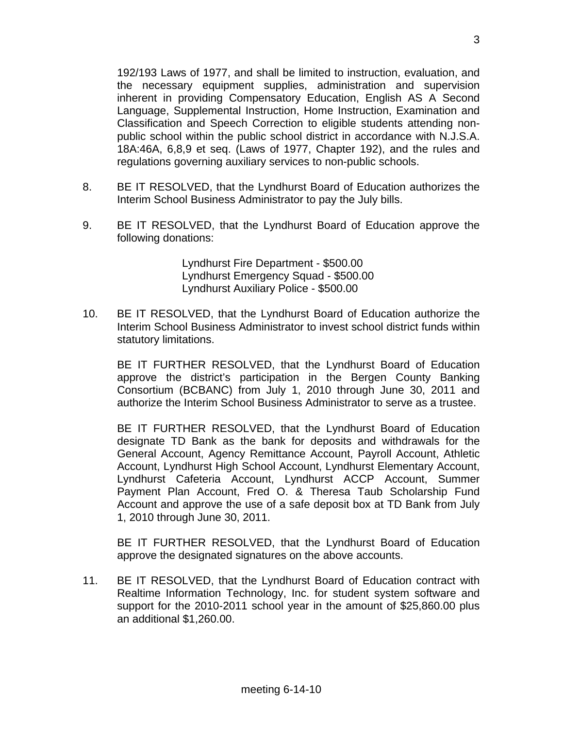192/193 Laws of 1977, and shall be limited to instruction, evaluation, and the necessary equipment supplies, administration and supervision inherent in providing Compensatory Education, English AS A Second Language, Supplemental Instruction, Home Instruction, Examination and Classification and Speech Correction to eligible students attending non-public school within the public school district in accordance with N.J.S.A. 18A:46A, 6,8,9 et seq. (Laws of 1977, Chapter 192), and the rules and regulations governing auxiliary services to non-public schools.

8. BE IT RESOLVED, that the Lyndhurst Board of Education authorizes the Interim School Business Administrator to pay the July bills.

9. BE IT RESOLVED, that the Lyndhurst Board of Education approve the following donations:

   Lyndhurst Fire Department - $500.00
   Lyndhurst Emergency Squad - $500.00
   Lyndhurst Auxiliary Police - $500.00

10. BE IT RESOLVED, that the Lyndhurst Board of Education authorize the Interim School Business Administrator to invest school district funds within statutory limitations.

    BE IT FURTHER RESOLVED, that the Lyndhurst Board of Education approve the district's participation in the Bergen County Banking Consortium (BCBANC) from July 1, 2010 through June 30, 2011 and authorize the Interim School Business Administrator to serve as a trustee.

    BE IT FURTHER RESOLVED, that the Lyndhurst Board of Education designate TD Bank as the bank for deposits and withdrawals for the General Account, Agency Remittance Account, Payroll Account, Athletic Account, Lyndhurst High School Account, Lyndhurst Elementary Account, Lyndhurst Cafeteria Account, Lyndhurst ACCP Account, Summer Payment Plan Account, Fred O. & Theresa Taub Scholarship Fund Account and approve the use of a safe deposit box at TD Bank from July 1, 2010 through June 30, 2011.

    BE IT FURTHER RESOLVED, that the Lyndhurst Board of Education approve the designated signatures on the above accounts.

11. BE IT RESOLVED, that the Lyndhurst Board of Education contract with Realtime Information Technology, Inc. for student system software and support for the 2010-2011 school year in the amount of $25,860.00 plus an additional $1,260.00.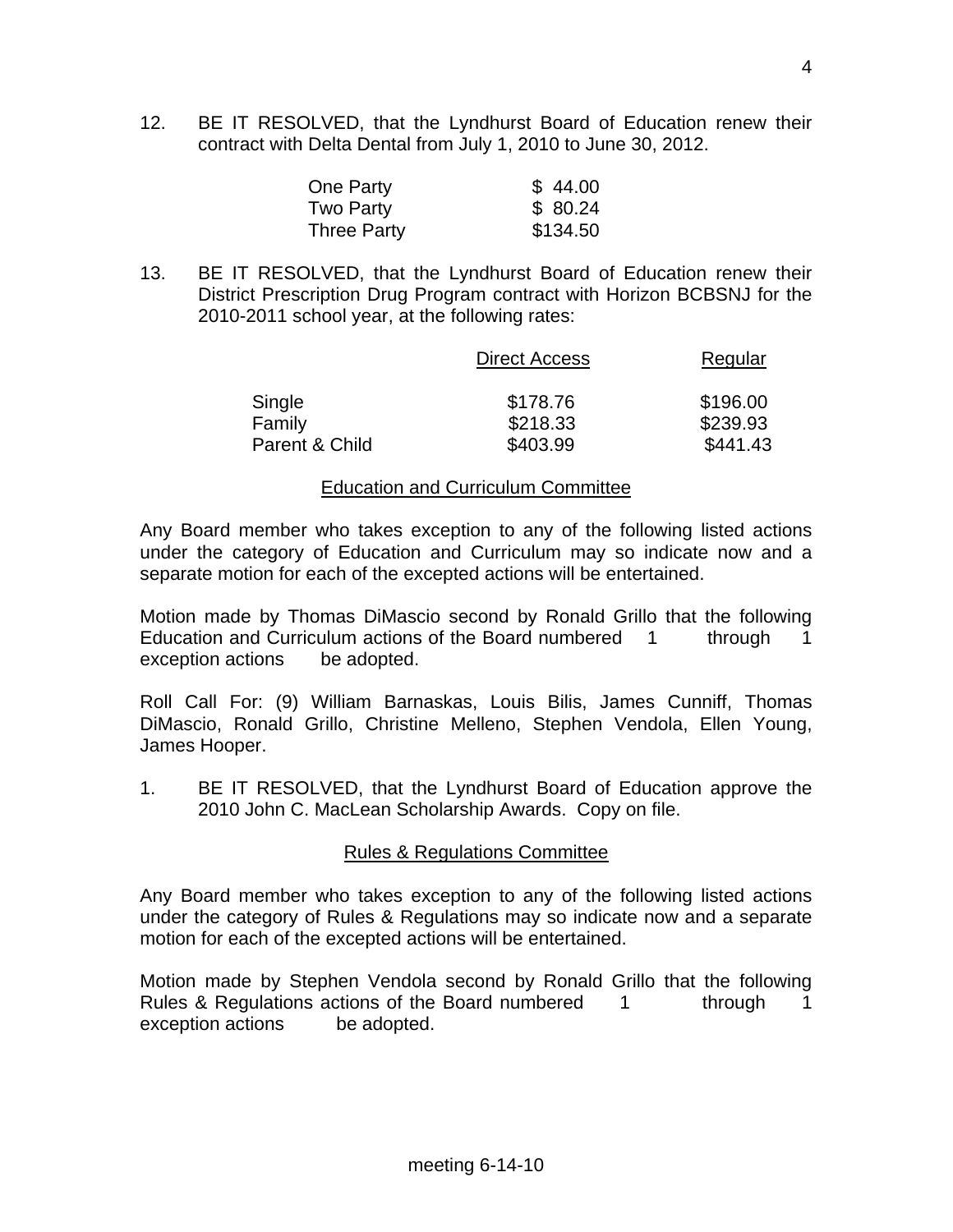12. BE IT RESOLVED, that the Lyndhurst Board of Education renew their contract with Delta Dental from July 1, 2010 to June 30, 2012.

| | |
|---|---|
| One Party | $ 44.00 |
| Two Party | $ 80.24 |
| Three Party | $134.50 |

13. BE IT RESOLVED, that the Lyndhurst Board of Education renew their District Prescription Drug Program contract with Horizon BCBSNJ for the 2010-2011 school year, at the following rates:

| | Direct Access | Regular |
|---|---|---|
| Single | $178.76 | $196.00 |
| Family | $218.33 | $239.93 |
| Parent & Child | $403.99 | $441.43 |

## Education and Curriculum Committee

Any Board member who takes exception to any of the following listed actions under the category of Education and Curriculum may so indicate now and a separate motion for each of the excepted actions will be entertained.

Motion made by Thomas DiMascio second by Ronald Grillo that the following Education and Curriculum actions of the Board numbered 1 through 1 exception actions be adopted.

Roll Call For: (9) William Barnaskas, Louis Bilis, James Cunniff, Thomas DiMascio, Ronald Grillo, Christine Melleno, Stephen Vendola, Ellen Young, James Hooper.

1. BE IT RESOLVED, that the Lyndhurst Board of Education approve the 2010 John C. MacLean Scholarship Awards. Copy on file.

## Rules & Regulations Committee

Any Board member who takes exception to any of the following listed actions under the category of Rules & Regulations may so indicate now and a separate motion for each of the excepted actions will be entertained.

Motion made by Stephen Vendola second by Ronald Grillo that the following Rules & Regulations actions of the Board numbered 1 through 1 exception actions be adopted.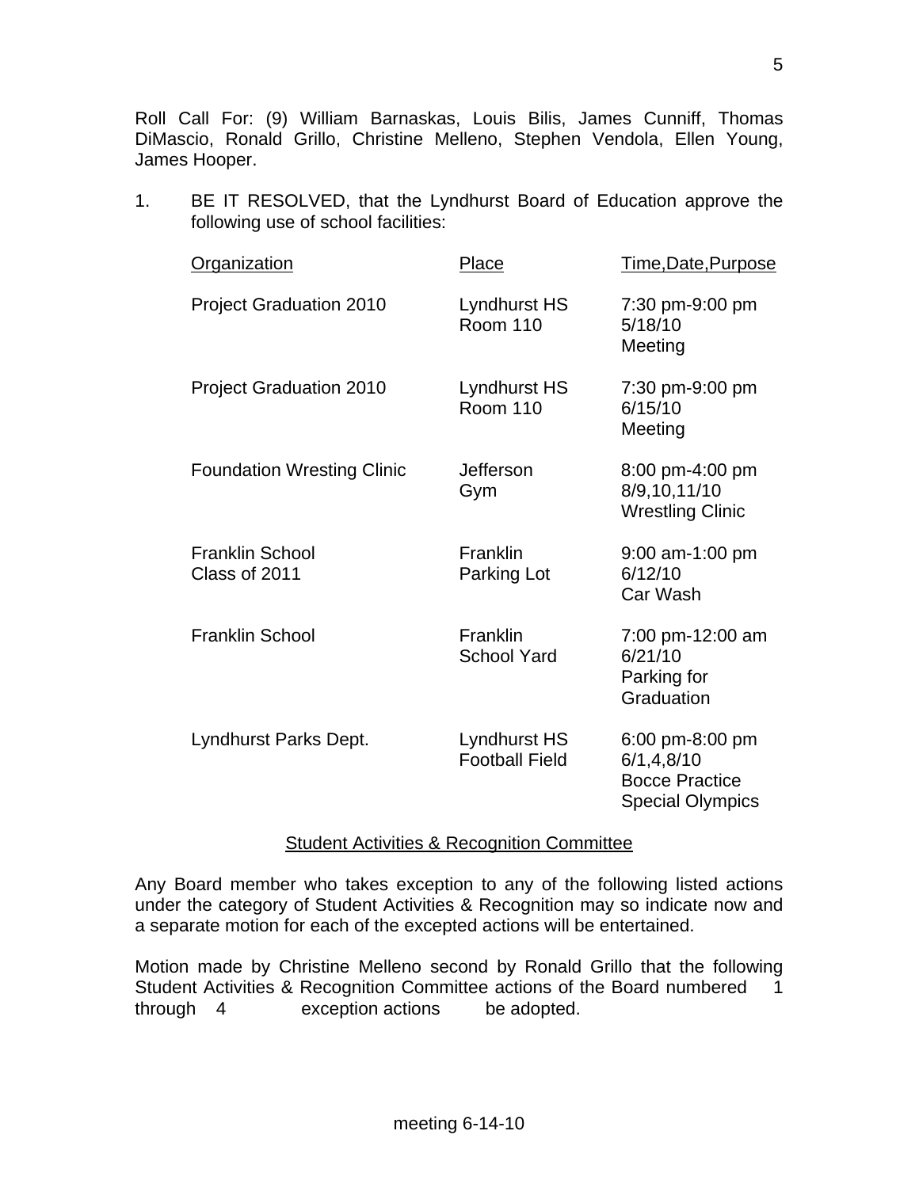Roll Call For: (9) William Barnaskas, Louis Bilis, James Cunniff, Thomas DiMascio, Ronald Grillo, Christine Melleno, Stephen Vendola, Ellen Young, James Hooper.

1. BE IT RESOLVED, that the Lyndhurst Board of Education approve the following use of school facilities:

| Organization | Place | Time,Date,Purpose |
|---|---|---|
| Project Graduation 2010 | Lyndhurst HS Room 110 | 7:30 pm-9:00 pm 5/18/10 Meeting |
| Project Graduation 2010 | Lyndhurst HS Room 110 | 7:30 pm-9:00 pm 6/15/10 Meeting |
| Foundation Wresting Clinic | Jefferson Gym | 8:00 pm-4:00 pm 8/9,10,11/10 Wrestling Clinic |
| Franklin School Class of 2011 | Franklin Parking Lot | 9:00 am-1:00 pm 6/12/10 Car Wash |
| Franklin School | Franklin School Yard | 7:00 pm-12:00 am 6/21/10 Parking for Graduation |
| Lyndhurst Parks Dept. | Lyndhurst HS Football Field | 6:00 pm-8:00 pm 6/1,4,8/10 Bocce Practice Special Olympics |

## Student Activities & Recognition Committee

Any Board member who takes exception to any of the following listed actions under the category of Student Activities & Recognition may so indicate now and a separate motion for each of the excepted actions will be entertained.

Motion made by Christine Melleno second by Ronald Grillo that the following Student Activities & Recognition Committee actions of the Board numbered 1 through 4 exception actions be adopted.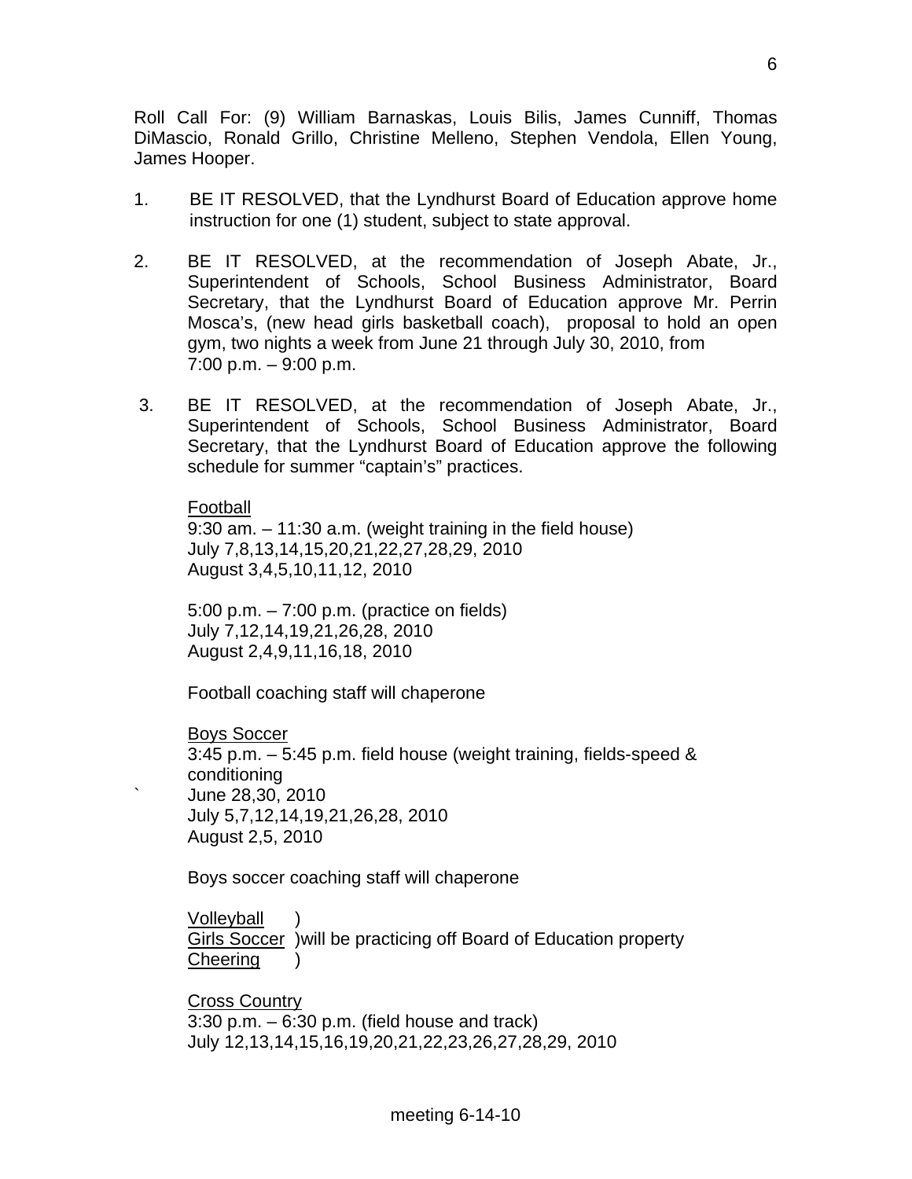Roll Call For: (9) William Barnaskas, Louis Bilis, James Cunniff, Thomas DiMascio, Ronald Grillo, Christine Melleno, Stephen Vendola, Ellen Young, James Hooper.

1. BE IT RESOLVED, that the Lyndhurst Board of Education approve home instruction for one (1) student, subject to state approval.

2. BE IT RESOLVED, at the recommendation of Joseph Abate, Jr., Superintendent of Schools, School Business Administrator, Board Secretary, that the Lyndhurst Board of Education approve Mr. Perrin Mosca's, (new head girls basketball coach), proposal to hold an open gym, two nights a week from June 21 through July 30, 2010, from 7:00 p.m. – 9:00 p.m.

3. BE IT RESOLVED, at the recommendation of Joseph Abate, Jr., Superintendent of Schools, School Business Administrator, Board Secretary, that the Lyndhurst Board of Education approve the following schedule for summer "captain's" practices.

   Football
   9:30 am. – 11:30 a.m. (weight training in the field house)
   July 7,8,13,14,15,20,21,22,27,28,29, 2010
   August 3,4,5,10,11,12, 2010

   5:00 p.m. – 7:00 p.m. (practice on fields)
   July 7,12,14,19,21,26,28, 2010
   August 2,4,9,11,16,18, 2010

   Football coaching staff will chaperone

   Boys Soccer
   3:45 p.m. – 5:45 p.m. field house (weight training, fields-speed & conditioning
   June 28,30, 2010
   July 5,7,12,14,19,21,26,28, 2010
   August 2,5, 2010

   Boys soccer coaching staff will chaperone

   Volleyball )
   Girls Soccer )will be practicing off Board of Education property
   Cheering )

   Cross Country
   3:30 p.m. – 6:30 p.m. (field house and track)
   July 12,13,14,15,16,19,20,21,22,23,26,27,28,29, 2010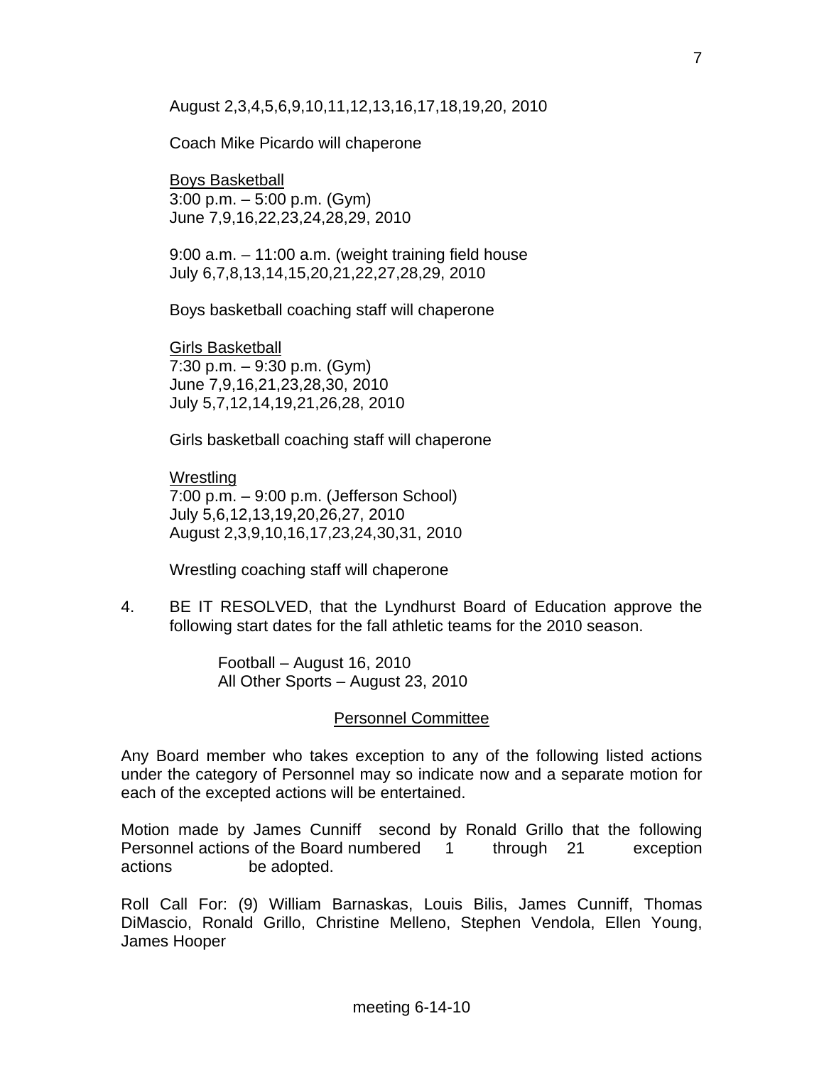August 2,3,4,5,6,9,10,11,12,13,16,17,18,19,20, 2010

Coach Mike Picardo will chaperone

Boys Basketball
3:00 p.m. – 5:00 p.m. (Gym)
June 7,9,16,22,23,24,28,29, 2010

9:00 a.m. – 11:00 a.m. (weight training field house
July 6,7,8,13,14,15,20,21,22,27,28,29, 2010

Boys basketball coaching staff will chaperone

Girls Basketball
7:30 p.m. – 9:30 p.m. (Gym)
June 7,9,16,21,23,28,30, 2010
July 5,7,12,14,19,21,26,28, 2010

Girls basketball coaching staff will chaperone

Wrestling
7:00 p.m. – 9:00 p.m. (Jefferson School)
July 5,6,12,13,19,20,26,27, 2010
August 2,3,9,10,16,17,23,24,30,31, 2010

Wrestling coaching staff will chaperone

4. BE IT RESOLVED, that the Lyndhurst Board of Education approve the following start dates for the fall athletic teams for the 2010 season.

   Football – August 16, 2010
   All Other Sports – August 23, 2010

## Personnel Committee

Any Board member who takes exception to any of the following listed actions under the category of Personnel may so indicate now and a separate motion for each of the excepted actions will be entertained.

Motion made by James Cunniff second by Ronald Grillo that the following Personnel actions of the Board numbered 1 through 21 exception actions be adopted.

Roll Call For: (9) William Barnaskas, Louis Bilis, James Cunniff, Thomas DiMascio, Ronald Grillo, Christine Melleno, Stephen Vendola, Ellen Young, James Hooper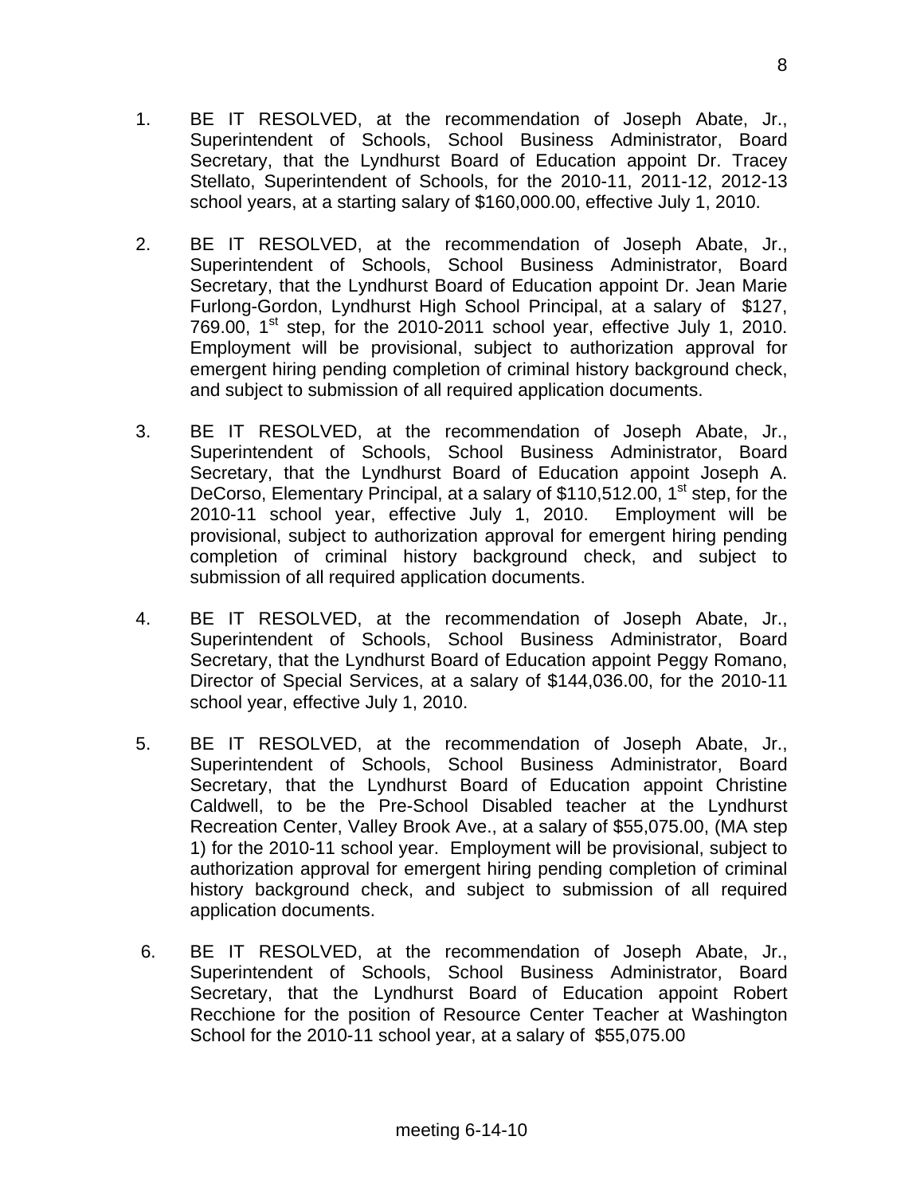1. BE IT RESOLVED, at the recommendation of Joseph Abate, Jr., Superintendent of Schools, School Business Administrator, Board Secretary, that the Lyndhurst Board of Education appoint Dr. Tracey Stellato, Superintendent of Schools, for the 2010-11, 2011-12, 2012-13 school years, at a starting salary of $160,000.00, effective July 1, 2010.

2. BE IT RESOLVED, at the recommendation of Joseph Abate, Jr., Superintendent of Schools, School Business Administrator, Board Secretary, that the Lyndhurst Board of Education appoint Dr. Jean Marie Furlong-Gordon, Lyndhurst High School Principal, at a salary of $127, 769.00, 1st step, for the 2010-2011 school year, effective July 1, 2010. Employment will be provisional, subject to authorization approval for emergent hiring pending completion of criminal history background check, and subject to submission of all required application documents.

3. BE IT RESOLVED, at the recommendation of Joseph Abate, Jr., Superintendent of Schools, School Business Administrator, Board Secretary, that the Lyndhurst Board of Education appoint Joseph A. DeCorso, Elementary Principal, at a salary of $110,512.00, 1st step, for the 2010-11 school year, effective July 1, 2010. Employment will be provisional, subject to authorization approval for emergent hiring pending completion of criminal history background check, and subject to submission of all required application documents.

4. BE IT RESOLVED, at the recommendation of Joseph Abate, Jr., Superintendent of Schools, School Business Administrator, Board Secretary, that the Lyndhurst Board of Education appoint Peggy Romano, Director of Special Services, at a salary of $144,036.00, for the 2010-11 school year, effective July 1, 2010.

5. BE IT RESOLVED, at the recommendation of Joseph Abate, Jr., Superintendent of Schools, School Business Administrator, Board Secretary, that the Lyndhurst Board of Education appoint Christine Caldwell, to be the Pre-School Disabled teacher at the Lyndhurst Recreation Center, Valley Brook Ave., at a salary of $55,075.00, (MA step 1) for the 2010-11 school year. Employment will be provisional, subject to authorization approval for emergent hiring pending completion of criminal history background check, and subject to submission of all required application documents.

6. BE IT RESOLVED, at the recommendation of Joseph Abate, Jr., Superintendent of Schools, School Business Administrator, Board Secretary, that the Lyndhurst Board of Education appoint Robert Recchione for the position of Resource Center Teacher at Washington School for the 2010-11 school year, at a salary of $55,075.00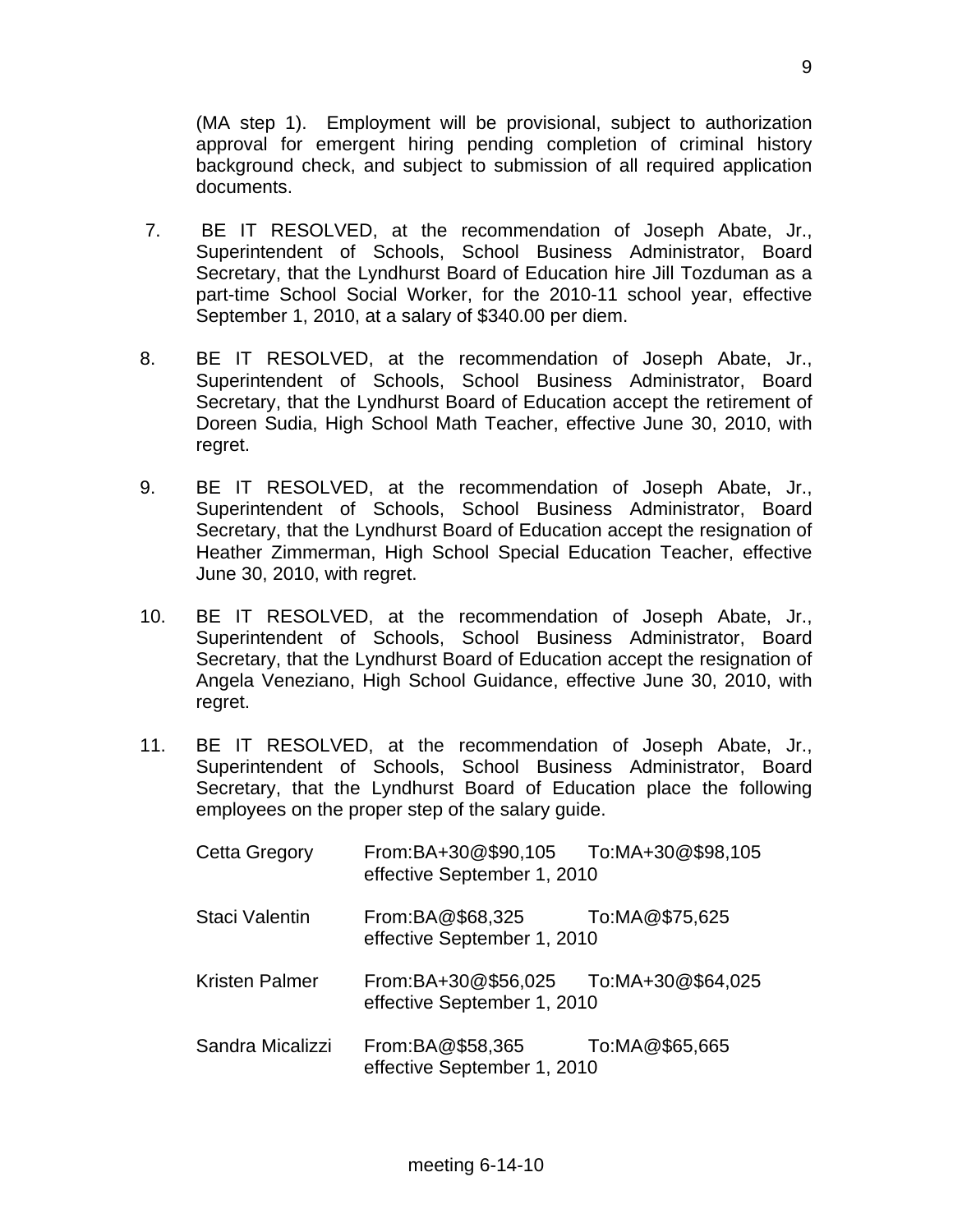(MA step 1). Employment will be provisional, subject to authorization approval for emergent hiring pending completion of criminal history background check, and subject to submission of all required application documents.

7. BE IT RESOLVED, at the recommendation of Joseph Abate, Jr., Superintendent of Schools, School Business Administrator, Board Secretary, that the Lyndhurst Board of Education hire Jill Tozduman as a part-time School Social Worker, for the 2010-11 school year, effective September 1, 2010, at a salary of $340.00 per diem.

8. BE IT RESOLVED, at the recommendation of Joseph Abate, Jr., Superintendent of Schools, School Business Administrator, Board Secretary, that the Lyndhurst Board of Education accept the retirement of Doreen Sudia, High School Math Teacher, effective June 30, 2010, with regret.

9. BE IT RESOLVED, at the recommendation of Joseph Abate, Jr., Superintendent of Schools, School Business Administrator, Board Secretary, that the Lyndhurst Board of Education accept the resignation of Heather Zimmerman, High School Special Education Teacher, effective June 30, 2010, with regret.

10. BE IT RESOLVED, at the recommendation of Joseph Abate, Jr., Superintendent of Schools, School Business Administrator, Board Secretary, that the Lyndhurst Board of Education accept the resignation of Angela Veneziano, High School Guidance, effective June 30, 2010, with regret.

11. BE IT RESOLVED, at the recommendation of Joseph Abate, Jr., Superintendent of Schools, School Business Administrator, Board Secretary, that the Lyndhurst Board of Education place the following employees on the proper step of the salary guide.

    Cetta Gregory — From:BA+30@$90,105 To:MA+30@$98,105 effective September 1, 2010

    Staci Valentin — From:BA@$68,325 To:MA@$75,625 effective September 1, 2010

    Kristen Palmer — From:BA+30@$56,025 To:MA+30@$64,025 effective September 1, 2010

    Sandra Micalizzi — From:BA@$58,365 To:MA@$65,665 effective September 1, 2010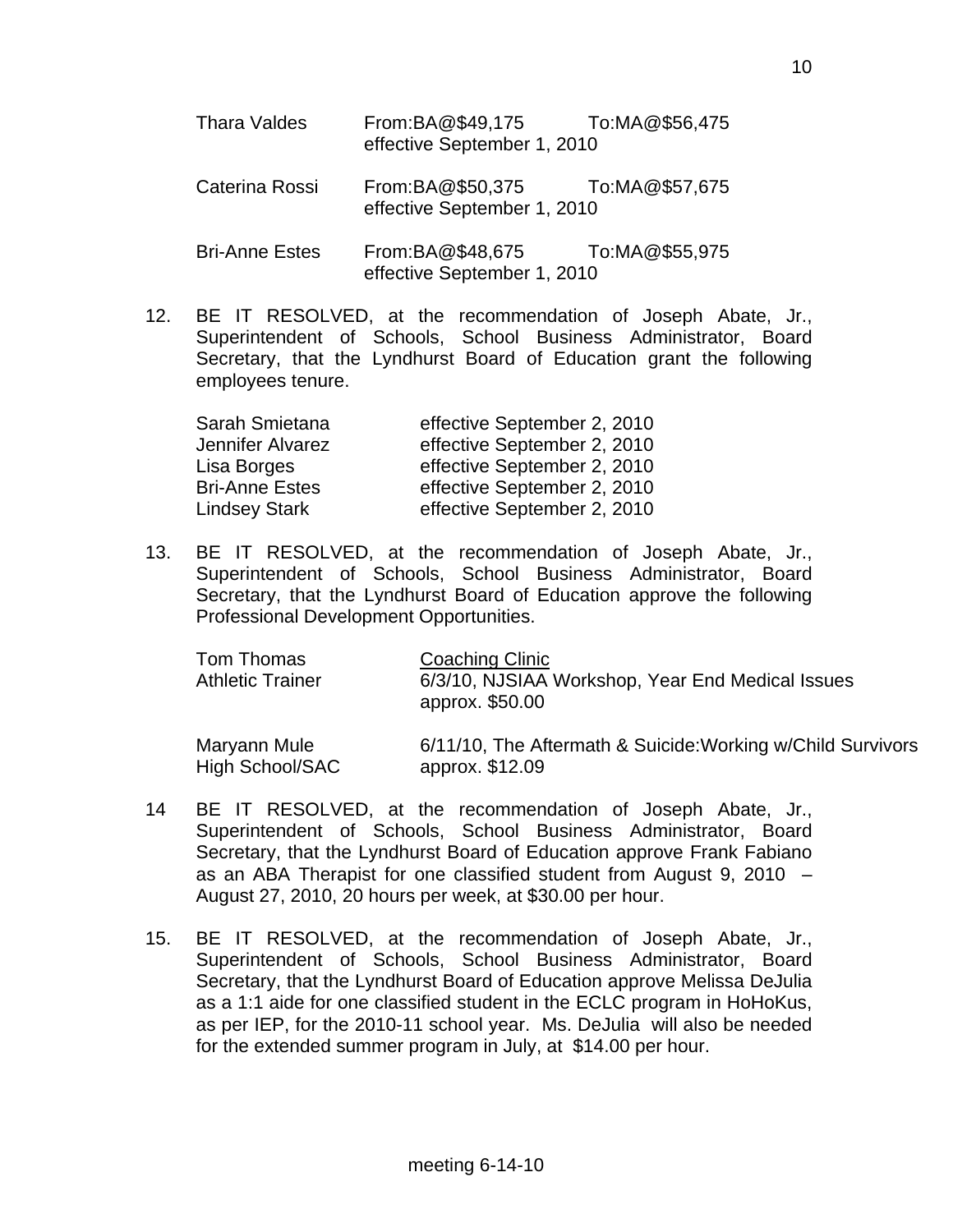| | | |
|---|---|---|
| Thara Valdes | From:BA@$49,175<br>effective September 1, 2010 | To:MA@$56,475 |
| Caterina Rossi | From:BA@$50,375<br>effective September 1, 2010 | To:MA@$57,675 |
| Bri-Anne Estes | From:BA@$48,675<br>effective September 1, 2010 | To:MA@$55,975 |

12. BE IT RESOLVED, at the recommendation of Joseph Abate, Jr., Superintendent of Schools, School Business Administrator, Board Secretary, that the Lyndhurst Board of Education grant the following employees tenure.

| | |
|---|---|
| Sarah Smietana | effective September 2, 2010 |
| Jennifer Alvarez | effective September 2, 2010 |
| Lisa Borges | effective September 2, 2010 |
| Bri-Anne Estes | effective September 2, 2010 |
| Lindsey Stark | effective September 2, 2010 |

13. BE IT RESOLVED, at the recommendation of Joseph Abate, Jr., Superintendent of Schools, School Business Administrator, Board Secretary, that the Lyndhurst Board of Education approve the following Professional Development Opportunities.

| | |
|---|---|
| Tom Thomas<br>Athletic Trainer | <u>Coaching Clinic</u><br>6/3/10, NJSIAA Workshop, Year End Medical Issues<br>approx. $50.00 |
| Maryann Mule<br>High School/SAC | 6/11/10, The Aftermath & Suicide:Working w/Child Survivors<br>approx. $12.09 |

14 BE IT RESOLVED, at the recommendation of Joseph Abate, Jr., Superintendent of Schools, School Business Administrator, Board Secretary, that the Lyndhurst Board of Education approve Frank Fabiano as an ABA Therapist for one classified student from August 9, 2010 – August 27, 2010, 20 hours per week, at $30.00 per hour.

15. BE IT RESOLVED, at the recommendation of Joseph Abate, Jr., Superintendent of Schools, School Business Administrator, Board Secretary, that the Lyndhurst Board of Education approve Melissa DeJulia as a 1:1 aide for one classified student in the ECLC program in HoHoKus, as per IEP, for the 2010-11 school year. Ms. DeJulia will also be needed for the extended summer program in July, at $14.00 per hour.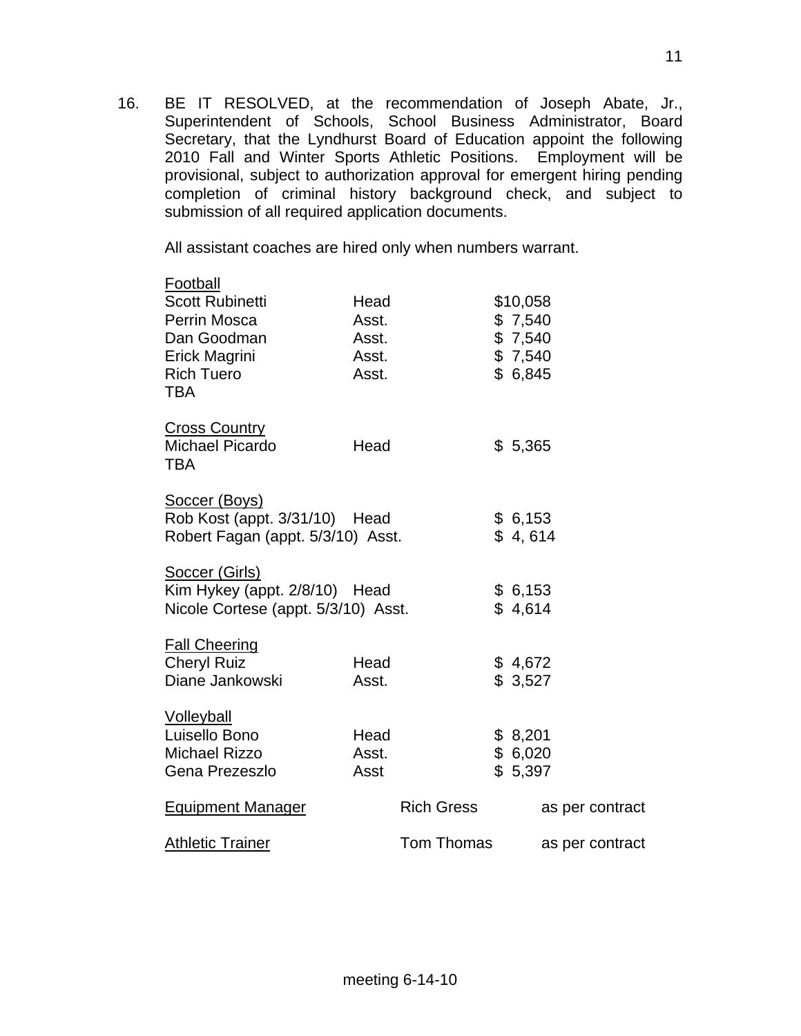16. BE IT RESOLVED, at the recommendation of Joseph Abate, Jr., Superintendent of Schools, School Business Administrator, Board Secretary, that the Lyndhurst Board of Education appoint the following 2010 Fall and Winter Sports Athletic Positions. Employment will be provisional, subject to authorization approval for emergent hiring pending completion of criminal history background check, and subject to submission of all required application documents.

    All assistant coaches are hired only when numbers warrant.

    Football

    | | | |
    |---|---|---|
    | Scott Rubinetti | Head | $10,058 |
    | Perrin Mosca | Asst. | $ 7,540 |
    | Dan Goodman | Asst. | $ 7,540 |
    | Erick Magrini | Asst. | $ 7,540 |
    | Rich Tuero | Asst. | $ 6,845 |
    | TBA | | |

    Cross Country

    | | | |
    |---|---|---|
    | Michael Picardo | Head | $ 5,365 |
    | TBA | | |

    Soccer (Boys)

    | | | |
    |---|---|---|
    | Rob Kost (appt. 3/31/10) | Head | $ 6,153 |
    | Robert Fagan (appt. 5/3/10) | Asst. | $ 4, 614 |

    Soccer (Girls)

    | | | |
    |---|---|---|
    | Kim Hykey (appt. 2/8/10) | Head | $ 6,153 |
    | Nicole Cortese (appt. 5/3/10) | Asst. | $ 4,614 |

    Fall Cheering

    | | | |
    |---|---|---|
    | Cheryl Ruiz | Head | $ 4,672 |
    | Diane Jankowski | Asst. | $ 3,527 |

    Volleyball

    | | | |
    |---|---|---|
    | Luisello Bono | Head | $ 8,201 |
    | Michael Rizzo | Asst. | $ 6,020 |
    | Gena Prezeszlo | Asst | $ 5,397 |

    | | | |
    |---|---|---|
    | Equipment Manager | Rich Gress | as per contract |
    | Athletic Trainer | Tom Thomas | as per contract |

meeting 6-14-10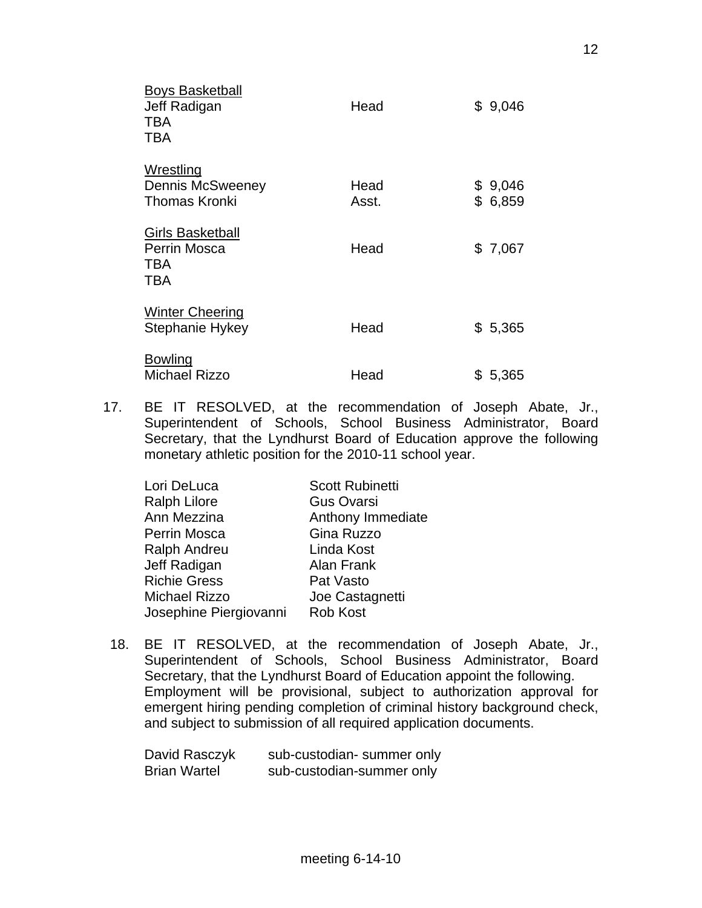| | | |
|---|---|---|
| <u>Boys Basketball</u> | | |
| Jeff Radigan | Head | $ 9,046 |
| TBA | | |
| TBA | | |
| <u>Wrestling</u> | | |
| Dennis McSweeney | Head | $ 9,046 |
| Thomas Kronki | Asst. | $ 6,859 |
| <u>Girls Basketball</u> | | |
| Perrin Mosca | Head | $ 7,067 |
| TBA | | |
| TBA | | |
| <u>Winter Cheering</u> | | |
| Stephanie Hykey | Head | $ 5,365 |
| <u>Bowling</u> | | |
| Michael Rizzo | Head | $ 5,365 |

17. BE IT RESOLVED, at the recommendation of Joseph Abate, Jr., Superintendent of Schools, School Business Administrator, Board Secretary, that the Lyndhurst Board of Education approve the following monetary athletic position for the 2010-11 school year.

| | |
|---|---|
| Lori DeLuca | Scott Rubinetti |
| Ralph Lilore | Gus Ovarsi |
| Ann Mezzina | Anthony Immediate |
| Perrin Mosca | Gina Ruzzo |
| Ralph Andreu | Linda Kost |
| Jeff Radigan | Alan Frank |
| Richie Gress | Pat Vasto |
| Michael Rizzo | Joe Castagnetti |
| Josephine Piergiovanni | Rob Kost |

18. BE IT RESOLVED, at the recommendation of Joseph Abate, Jr., Superintendent of Schools, School Business Administrator, Board Secretary, that the Lyndhurst Board of Education appoint the following. Employment will be provisional, subject to authorization approval for emergent hiring pending completion of criminal history background check, and subject to submission of all required application documents.

| | |
|---|---|
| David Rasczyk | sub-custodian- summer only |
| Brian Wartel | sub-custodian-summer only |

meeting 6-14-10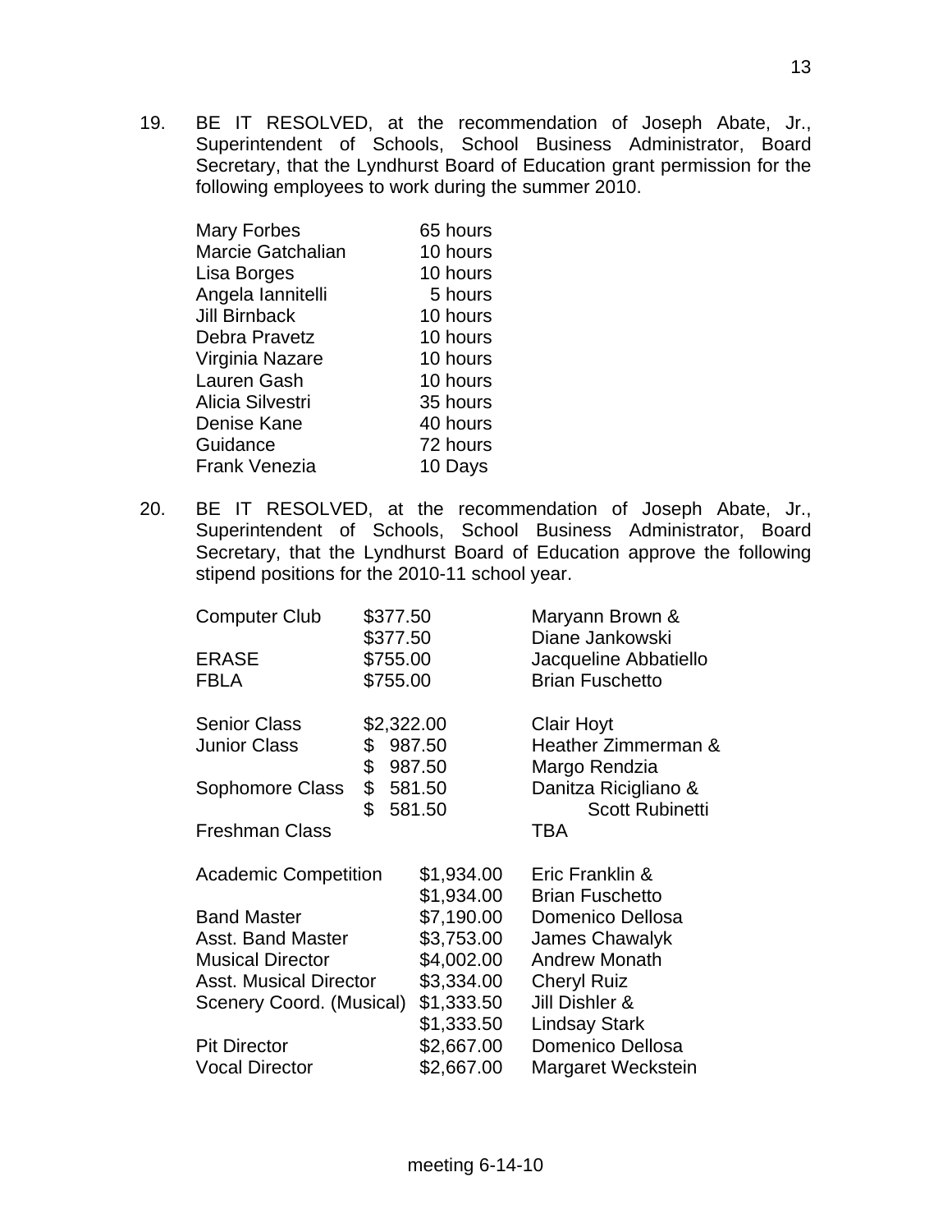19. BE IT RESOLVED, at the recommendation of Joseph Abate, Jr., Superintendent of Schools, School Business Administrator, Board Secretary, that the Lyndhurst Board of Education grant permission for the following employees to work during the summer 2010.

| | |
|---|---|
| Mary Forbes | 65 hours |
| Marcie Gatchalian | 10 hours |
| Lisa Borges | 10 hours |
| Angela Iannitelli | 5 hours |
| Jill Birnback | 10 hours |
| Debra Pravetz | 10 hours |
| Virginia Nazare | 10 hours |
| Lauren Gash | 10 hours |
| Alicia Silvestri | 35 hours |
| Denise Kane | 40 hours |
| Guidance | 72 hours |
| Frank Venezia | 10 Days |

20. BE IT RESOLVED, at the recommendation of Joseph Abate, Jr., Superintendent of Schools, School Business Administrator, Board Secretary, that the Lyndhurst Board of Education approve the following stipend positions for the 2010-11 school year.

| | | |
|---|---|---|
| Computer Club | $377.50 | Maryann Brown & |
| | $377.50 | Diane Jankowski |
| ERASE | $755.00 | Jacqueline Abbatiello |
| FBLA | $755.00 | Brian Fuschetto |
| Senior Class | $2,322.00 | Clair Hoyt |
| Junior Class | $ 987.50 | Heather Zimmerman & |
| | $ 987.50 | Margo Rendzia |
| Sophomore Class | $ 581.50 | Danitza Ricigliano & |
| | $ 581.50 | Scott Rubinetti |
| Freshman Class | | TBA |
| Academic Competition | $1,934.00 | Eric Franklin & |
| | $1,934.00 | Brian Fuschetto |
| Band Master | $7,190.00 | Domenico Dellosa |
| Asst. Band Master | $3,753.00 | James Chawalyk |
| Musical Director | $4,002.00 | Andrew Monath |
| Asst. Musical Director | $3,334.00 | Cheryl Ruiz |
| Scenery Coord. (Musical) | $1,333.50 | Jill Dishler & |
| | $1,333.50 | Lindsay Stark |
| Pit Director | $2,667.00 | Domenico Dellosa |
| Vocal Director | $2,667.00 | Margaret Weckstein |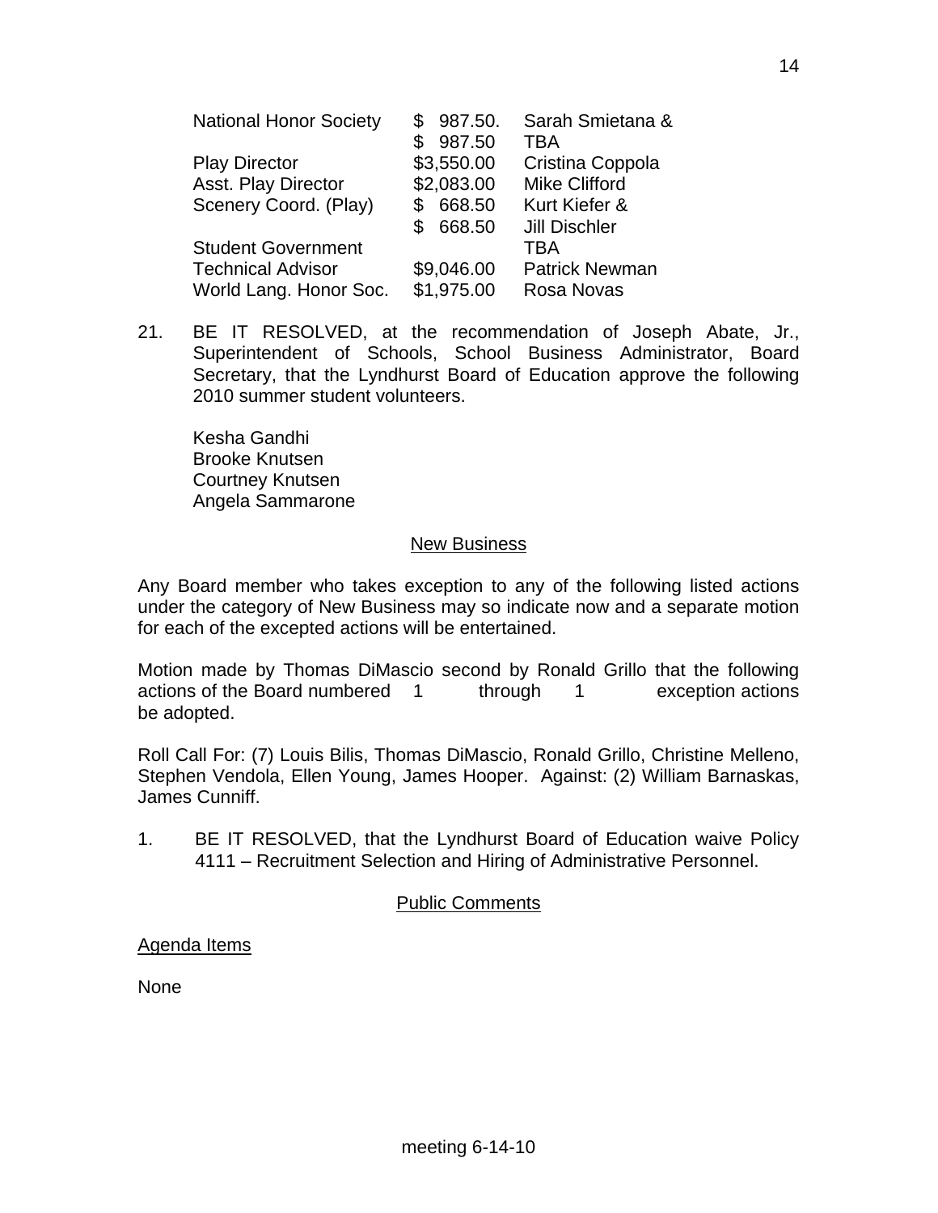| | | |
|---|---|---|
| National Honor Society | $ 987.50. | Sarah Smietana & |
| | $ 987.50 | TBA |
| Play Director | $3,550.00 | Cristina Coppola |
| Asst. Play Director | $2,083.00 | Mike Clifford |
| Scenery Coord. (Play) | $ 668.50 | Kurt Kiefer & |
| | $ 668.50 | Jill Dischler |
| Student Government | | TBA |
| Technical Advisor | $9,046.00 | Patrick Newman |
| World Lang. Honor Soc. | $1,975.00 | Rosa Novas |

21. BE IT RESOLVED, at the recommendation of Joseph Abate, Jr., Superintendent of Schools, School Business Administrator, Board Secretary, that the Lyndhurst Board of Education approve the following 2010 summer student volunteers.

    Kesha Gandhi
    Brooke Knutsen
    Courtney Knutsen
    Angela Sammarone

## New Business

Any Board member who takes exception to any of the following listed actions under the category of New Business may so indicate now and a separate motion for each of the excepted actions will be entertained.

Motion made by Thomas DiMascio second by Ronald Grillo that the following actions of the Board numbered 1 through 1 exception actions be adopted.

Roll Call For: (7) Louis Bilis, Thomas DiMascio, Ronald Grillo, Christine Melleno, Stephen Vendola, Ellen Young, James Hooper. Against: (2) William Barnaskas, James Cunniff.

1. BE IT RESOLVED, that the Lyndhurst Board of Education waive Policy 4111 – Recruitment Selection and Hiring of Administrative Personnel.

## Public Comments

Agenda Items

None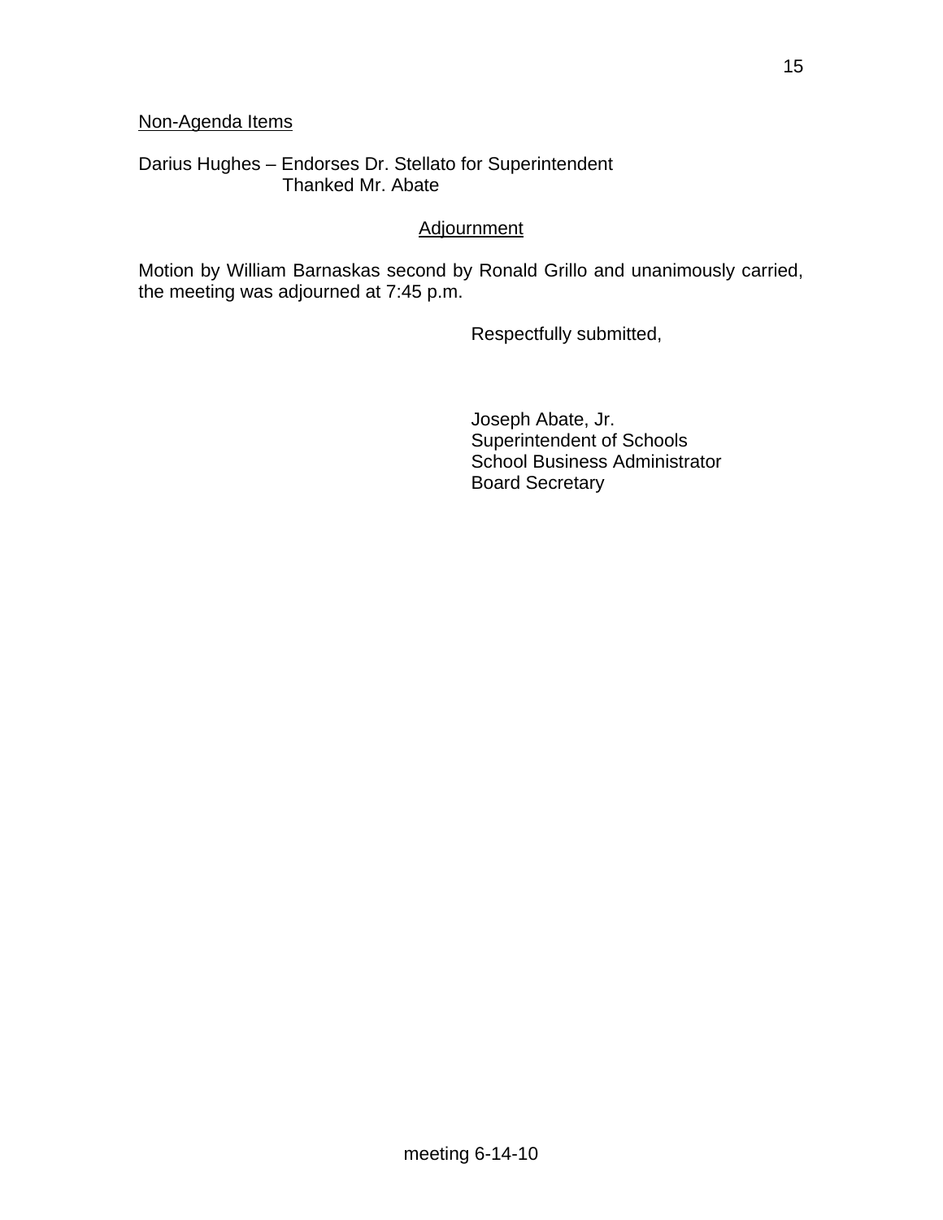Non-Agenda Items

Darius Hughes – Endorses Dr. Stellato for Superintendent
Thanked Mr. Abate

## Adjournment

Motion by William Barnaskas second by Ronald Grillo and unanimously carried, the meeting was adjourned at 7:45 p.m.

Respectfully submitted,

Joseph Abate, Jr.
Superintendent of Schools
School Business Administrator
Board Secretary